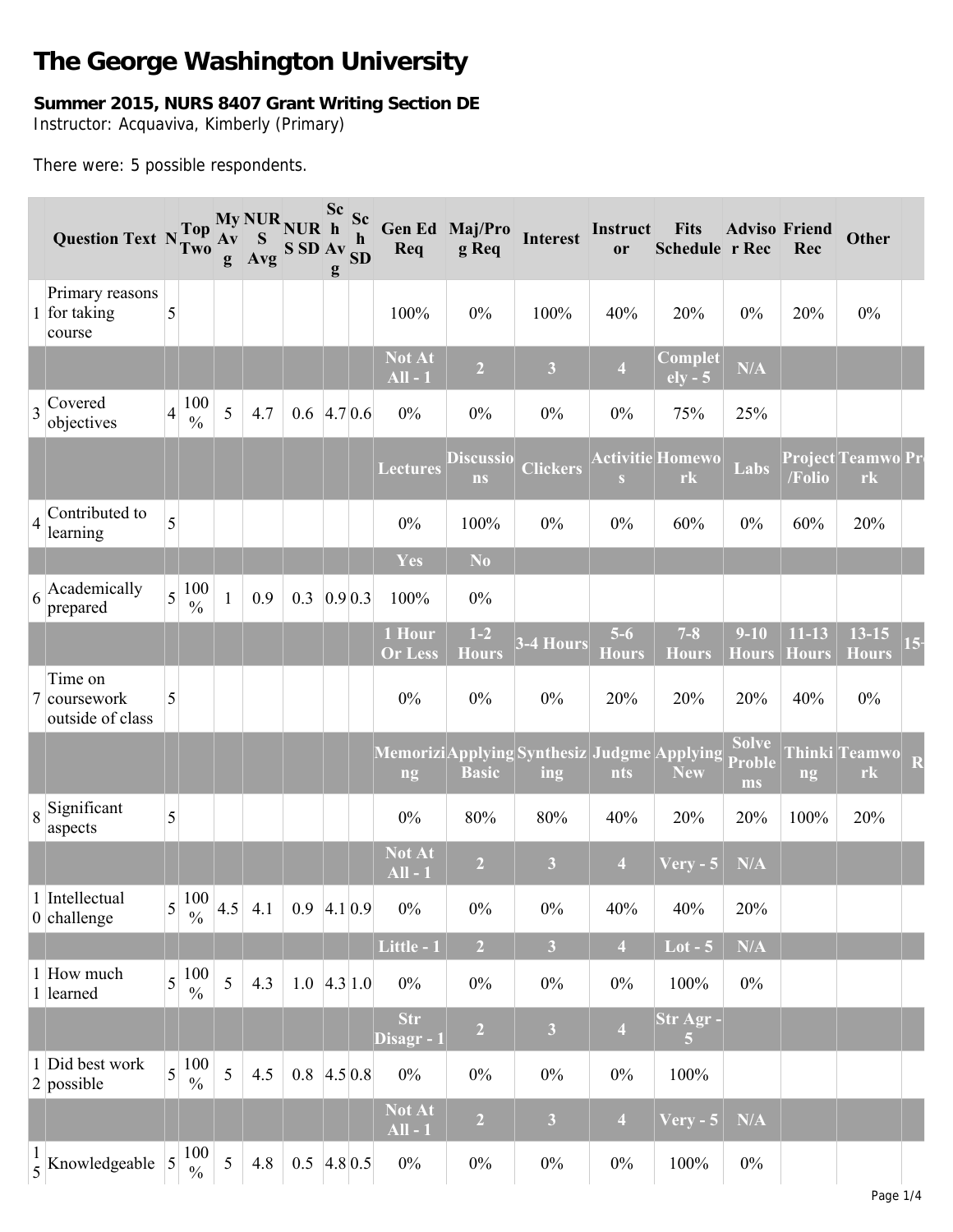# The George Washington University

**Summer 2015, NURS 8407 Grant Writing Section DE**
Instructor: Acquaviva, Kimberly (Primary)

There were: 5 possible respondents.

| | Question Text | N | Top Two | My Avg | NURS Avg | NURS SD | Sch Avg | Sch SD | Gen Ed Req | Maj/Prog Req | Interest | Instructor | Fits Schedule | Advisor Rec | Friend Rec | Other | |
|---|---|---|---|---|---|---|---|---|---|---|---|---|---|---|---|---|---|
| 1 | Primary reasons for taking course | 5 | | | | | | | 100% | 0% | 100% | 40% | 20% | 0% | 20% | 0% | |
| | | | | | | | | | Not At All - 1 | 2 | 3 | 4 | Completely - 5 | N/A | | | |
| 3 | Covered objectives | 4 | 100 % | 5 | 4.7 | 0.6 | 4.7 | 0.6 | 0% | 0% | 0% | 0% | 75% | 25% | | | |
| | | | | | | | | | Lectures | Discussions | Clickers | Activities | Homework | Labs | Project/Folio | Teamwork | Pr |
| 4 | Contributed to learning | 5 | | | | | | | 0% | 100% | 0% | 0% | 60% | 0% | 60% | 20% | |
| | | | | | | | | | Yes | No | | | | | | | |
| 6 | Academically prepared | 5 | 100 % | 1 | 0.9 | 0.3 | 0.9 | 0.3 | 100% | 0% | | | | | | | |
| | | | | | | | | | 1 Hour Or Less | 1-2 Hours | 3-4 Hours | 5-6 Hours | 7-8 Hours | 9-10 Hours | 11-13 Hours | 13-15 Hours | 15- |
| 7 | Time on coursework outside of class | 5 | | | | | | | 0% | 0% | 0% | 20% | 20% | 20% | 40% | 0% | |
| | | | | | | | | | Memorizing | Applying Basic | Synthesizing | Judgments | Applying New | Solve Problems | Thinking | Teamwork | R |
| 8 | Significant aspects | 5 | | | | | | | 0% | 80% | 80% | 40% | 20% | 20% | 100% | 20% | |
| | | | | | | | | | Not At All - 1 | 2 | 3 | 4 | Very - 5 | N/A | | | |
| 10 | Intellectual challenge | 5 | 100 % | 4.5 | 4.1 | 0.9 | 4.1 | 0.9 | 0% | 0% | 0% | 40% | 40% | 20% | | | |
| | | | | | | | | | Little - 1 | 2 | 3 | 4 | Lot - 5 | N/A | | | |
| 11 | How much learned | 5 | 100 % | 5 | 4.3 | 1.0 | 4.3 | 1.0 | 0% | 0% | 0% | 0% | 100% | 0% | | | |
| | | | | | | | | | Str Disagr - 1 | 2 | 3 | 4 | Str Agr - 5 | | | | |
| 12 | Did best work possible | 5 | 100 % | 5 | 4.5 | 0.8 | 4.5 | 0.8 | 0% | 0% | 0% | 0% | 100% | | | | |
| | | | | | | | | | Not At All - 1 | 2 | 3 | 4 | Very - 5 | N/A | | | |
| 15 | Knowledgeable | 5 | 100 % | 5 | 4.8 | 0.5 | 4.8 | 0.5 | 0% | 0% | 0% | 0% | 100% | 0% | | | |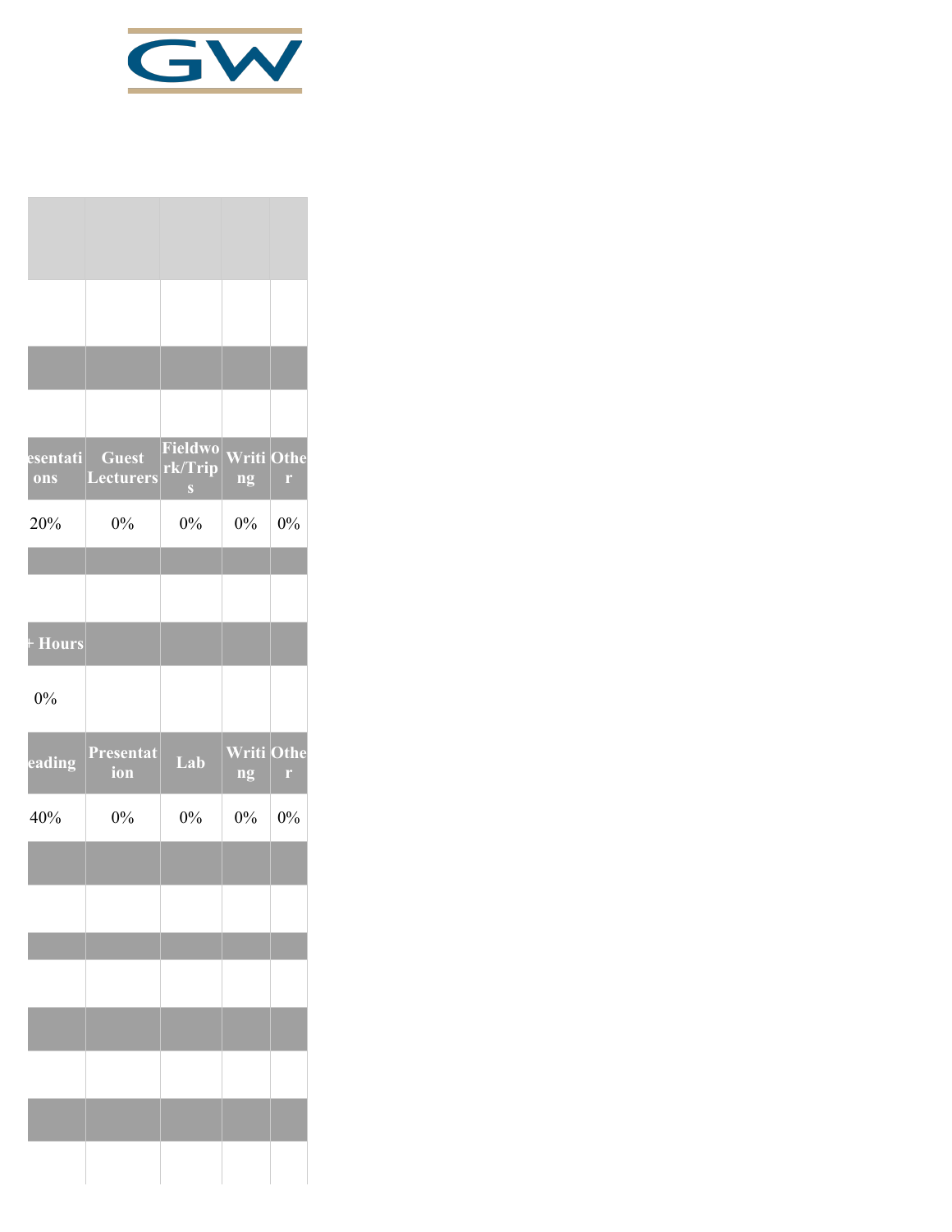| | | | | |
|---|---|---|---|---|
| | | | | |
| | | | | |
| | | | | |
| | | | | |
| esentations | Guest Lecturers | Fieldwork/Trips | Writing | Other |
| 20% | 0% | 0% | 0% | 0% |
| | | | | |
| | | | | |
| + Hours | | | | |
| 0% | | | | |
| eading | Presentation | Lab | Writing | Other |
| 40% | 0% | 0% | 0% | 0% |
| | | | | |
| | | | | |
| | | | | |
| | | | | |
| | | | | |
| | | | | |
| | | | | |
| | | | | |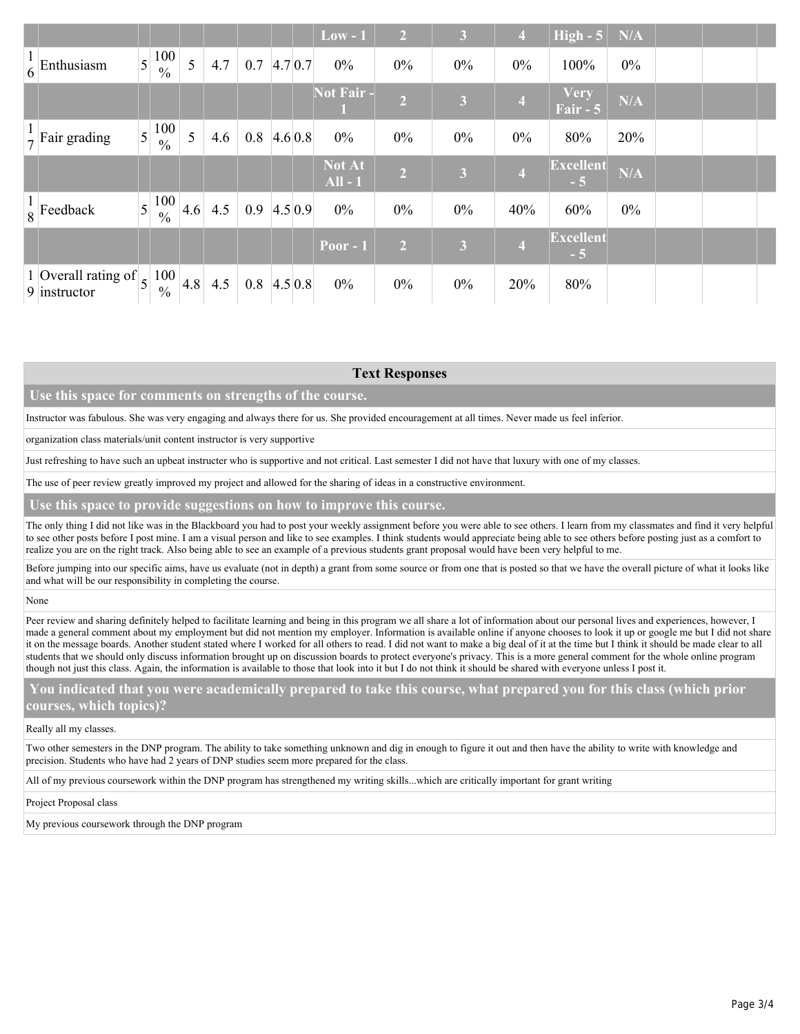| | | | | | | | | | Low - 1 | 2 | 3 | 4 | High - 5 | N/A | | | |
|---|---|---|---|---|---|---|---|---|---|---|---|---|---|---|---|---|---|
| 16 | Enthusiasm | 5 | 100 % | 5 | 4.7 | 0.7 | 4.7 | 0.7 | 0% | 0% | 0% | 0% | 100% | 0% | | | |
| | | | | | | | | | Not Fair - 1 | 2 | 3 | 4 | Very Fair - 5 | N/A | | | |
| 17 | Fair grading | 5 | 100 % | 5 | 4.6 | 0.8 | 4.6 | 0.8 | 0% | 0% | 0% | 0% | 80% | 20% | | | |
| | | | | | | | | | Not At All - 1 | 2 | 3 | 4 | Excellent - 5 | N/A | | | |
| 18 | Feedback | 5 | 100 % | 4.6 | 4.5 | 0.9 | 4.5 | 0.9 | 0% | 0% | 0% | 40% | 60% | 0% | | | |
| | | | | | | | | | Poor - 1 | 2 | 3 | 4 | Excellent - 5 | | | | |
| 19 | Overall rating of instructor | 5 | 100 % | 4.8 | 4.5 | 0.8 | 4.5 | 0.8 | 0% | 0% | 0% | 20% | 80% | | | | |

## Text Responses

### Use this space for comments on strengths of the course.

Instructor was fabulous. She was very engaging and always there for us. She provided encouragement at all times. Never made us feel inferior.

organization class materials/unit content instructor is very supportive

Just refreshing to have such an upbeat instructer who is supportive and not critical. Last semester I did not have that luxury with one of my classes.

The use of peer review greatly improved my project and allowed for the sharing of ideas in a constructive environment.

### Use this space to provide suggestions on how to improve this course.

The only thing I did not like was in the Blackboard you had to post your weekly assignment before you were able to see others. I learn from my classmates and find it very helpful to see other posts before I post mine. I am a visual person and like to see examples. I think students would appreciate being able to see others before posting just as a comfort to realize you are on the right track. Also being able to see an example of a previous students grant proposal would have been very helpful to me.

Before jumping into our specific aims, have us evaluate (not in depth) a grant from some source or from one that is posted so that we have the overall picture of what it looks like and what will be our responsibility in completing the course.

None

Peer review and sharing definitely helped to facilitate learning and being in this program we all share a lot of information about our personal lives and experiences, however, I made a general comment about my employment but did not mention my employer. Information is available online if anyone chooses to look it up or google me but I did not share it on the message boards. Another student stated where I worked for all others to read. I did not want to make a big deal of it at the time but I think it should be made clear to all students that we should only discuss information brought up on discussion boards to protect everyone's privacy. This is a more general comment for the whole online program though not just this class. Again, the information is available to those that look into it but I do not think it should be shared with everyone unless I post it.

### You indicated that you were academically prepared to take this course, what prepared you for this class (which prior courses, which topics)?

Really all my classes.

Two other semesters in the DNP program. The ability to take something unknown and dig in enough to figure it out and then have the ability to write with knowledge and precision. Students who have had 2 years of DNP studies seem more prepared for the class.

All of my previous coursework within the DNP program has strengthened my writing skills...which are critically important for grant writing

Project Proposal class

My previous coursework through the DNP program